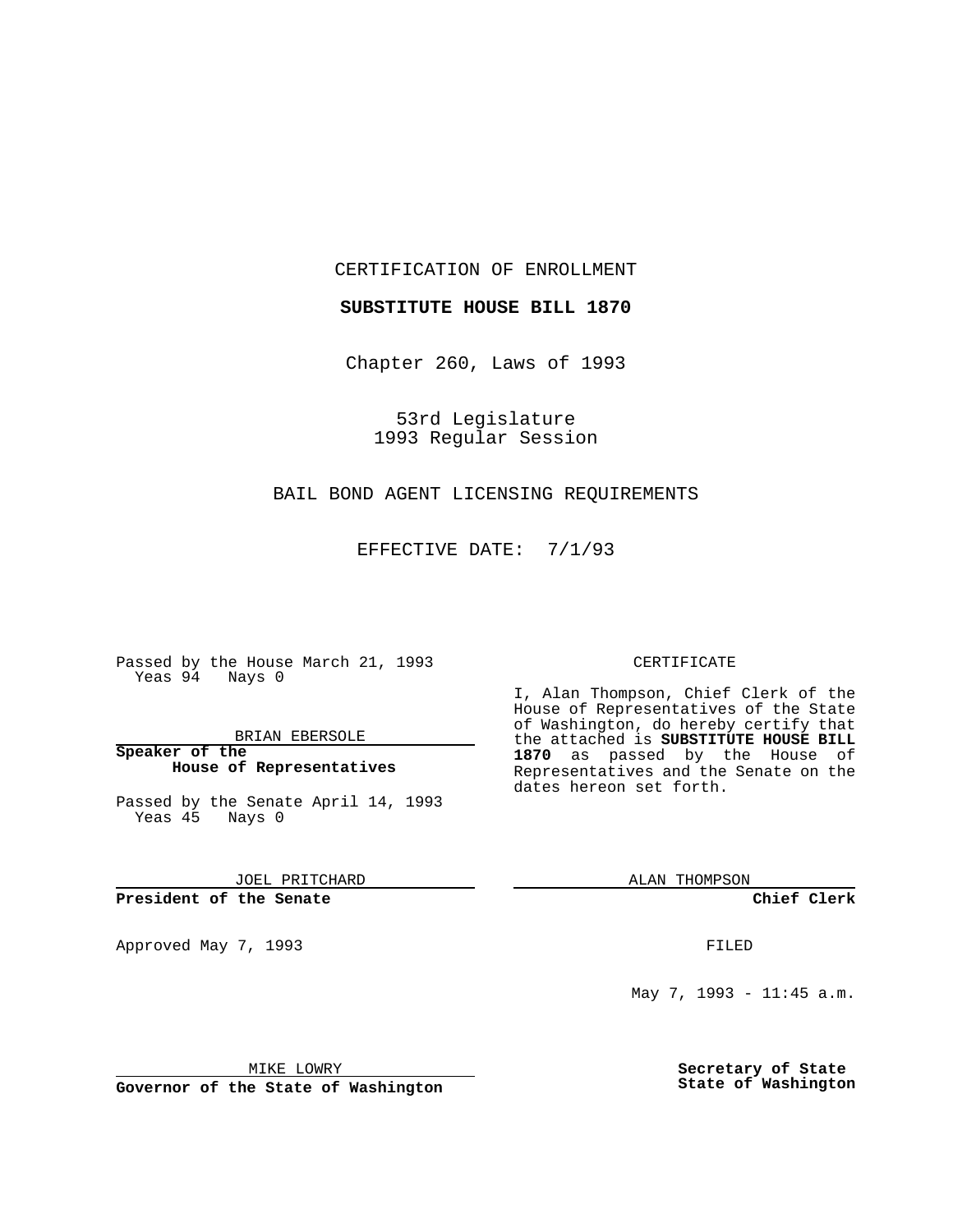CERTIFICATION OF ENROLLMENT

**SUBSTITUTE HOUSE BILL 1870**

Chapter 260, Laws of 1993

53rd Legislature
1993 Regular Session

BAIL BOND AGENT LICENSING REQUIREMENTS

EFFECTIVE DATE: 7/1/93

Passed by the House March 21, 1993
Yeas 94 Nays 0

BRIAN EBERSOLE

**Speaker of the House of Representatives**

Passed by the Senate April 14, 1993
Yeas 45 Nays 0

JOEL PRITCHARD

**President of the Senate**

Approved May 7, 1993

MIKE LOWRY

**Governor of the State of Washington**

CERTIFICATE

I, Alan Thompson, Chief Clerk of the House of Representatives of the State of Washington, do hereby certify that the attached is **SUBSTITUTE HOUSE BILL 1870** as passed by the House of Representatives and the Senate on the dates hereon set forth.

ALAN THOMPSON

**Chief Clerk**

FILED

May 7, 1993 - 11:45 a.m.

**Secretary of State**
**State of Washington**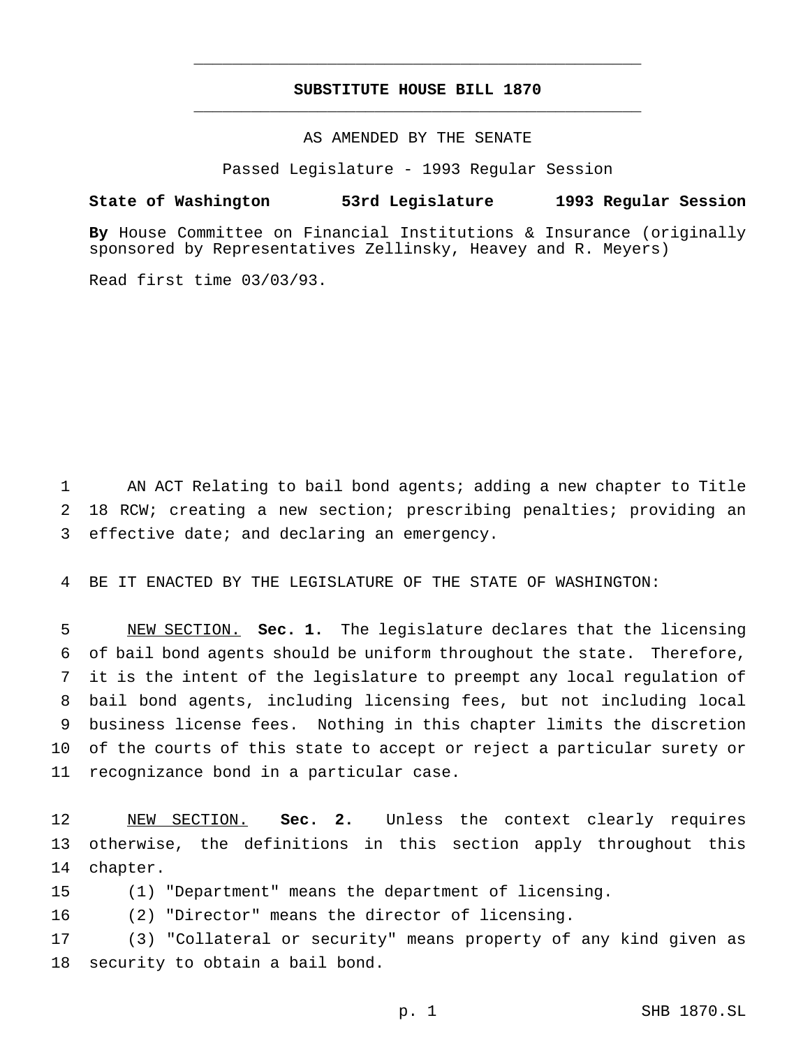# SUBSTITUTE HOUSE BILL 1870

AS AMENDED BY THE SENATE

Passed Legislature - 1993 Regular Session

**State of Washington 53rd Legislature 1993 Regular Session**

**By** House Committee on Financial Institutions & Insurance (originally sponsored by Representatives Zellinsky, Heavey and R. Meyers)

Read first time 03/03/93.

AN ACT Relating to bail bond agents; adding a new chapter to Title 18 RCW; creating a new section; prescribing penalties; providing an effective date; and declaring an emergency.

BE IT ENACTED BY THE LEGISLATURE OF THE STATE OF WASHINGTON:

NEW SECTION. **Sec. 1.** The legislature declares that the licensing of bail bond agents should be uniform throughout the state. Therefore, it is the intent of the legislature to preempt any local regulation of bail bond agents, including licensing fees, but not including local business license fees. Nothing in this chapter limits the discretion of the courts of this state to accept or reject a particular surety or recognizance bond in a particular case.

NEW SECTION. **Sec. 2.** Unless the context clearly requires otherwise, the definitions in this section apply throughout this chapter.

(1) "Department" means the department of licensing.

(2) "Director" means the director of licensing.

(3) "Collateral or security" means property of any kind given as security to obtain a bail bond.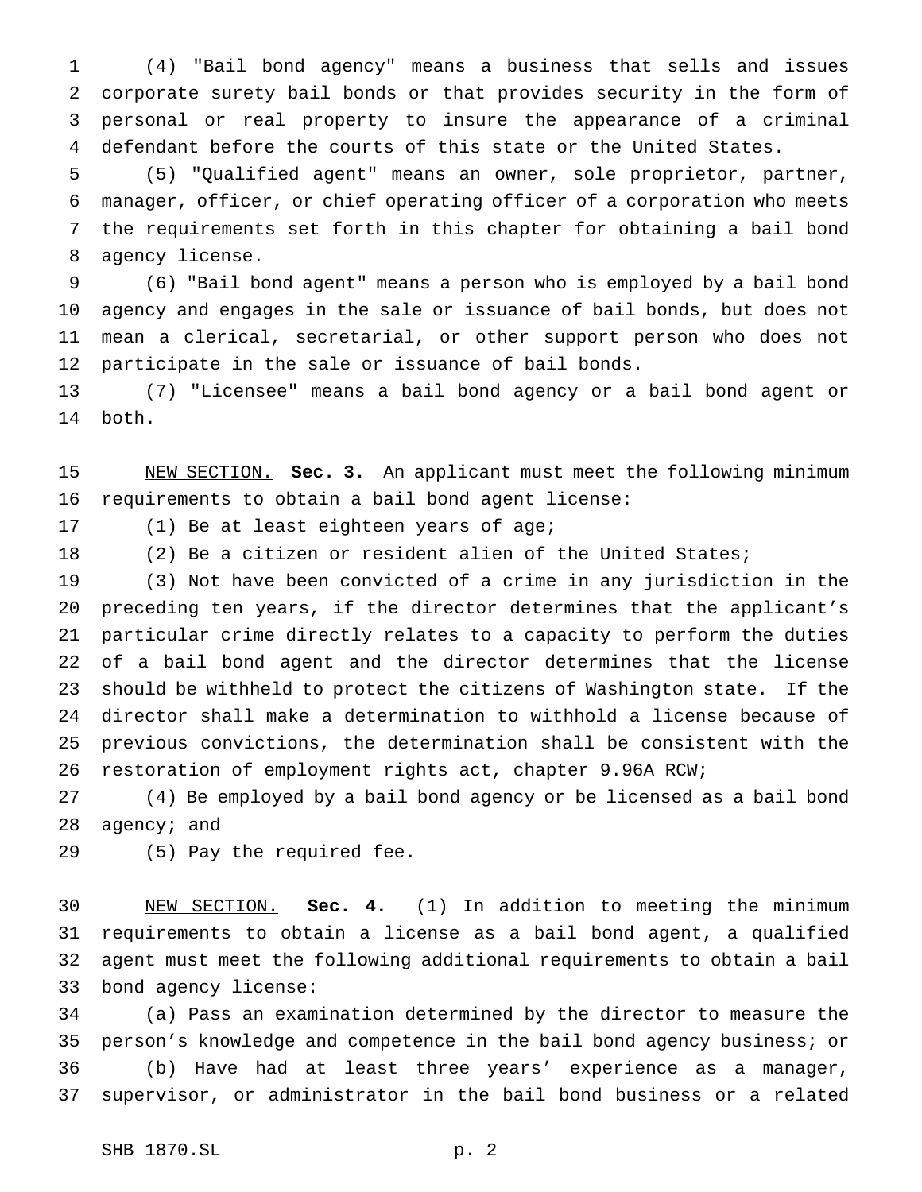(4) "Bail bond agency" means a business that sells and issues corporate surety bail bonds or that provides security in the form of personal or real property to insure the appearance of a criminal defendant before the courts of this state or the United States.

(5) "Qualified agent" means an owner, sole proprietor, partner, manager, officer, or chief operating officer of a corporation who meets the requirements set forth in this chapter for obtaining a bail bond agency license.

(6) "Bail bond agent" means a person who is employed by a bail bond agency and engages in the sale or issuance of bail bonds, but does not mean a clerical, secretarial, or other support person who does not participate in the sale or issuance of bail bonds.

(7) "Licensee" means a bail bond agency or a bail bond agent or both.

NEW SECTION. **Sec. 3.** An applicant must meet the following minimum requirements to obtain a bail bond agent license:

(1) Be at least eighteen years of age;

(2) Be a citizen or resident alien of the United States;

(3) Not have been convicted of a crime in any jurisdiction in the preceding ten years, if the director determines that the applicant's particular crime directly relates to a capacity to perform the duties of a bail bond agent and the director determines that the license should be withheld to protect the citizens of Washington state. If the director shall make a determination to withhold a license because of previous convictions, the determination shall be consistent with the restoration of employment rights act, chapter 9.96A RCW;

(4) Be employed by a bail bond agency or be licensed as a bail bond agency; and

(5) Pay the required fee.

NEW SECTION. **Sec. 4.** (1) In addition to meeting the minimum requirements to obtain a license as a bail bond agent, a qualified agent must meet the following additional requirements to obtain a bail bond agency license:

(a) Pass an examination determined by the director to measure the person's knowledge and competence in the bail bond agency business; or

(b) Have had at least three years' experience as a manager, supervisor, or administrator in the bail bond business or a related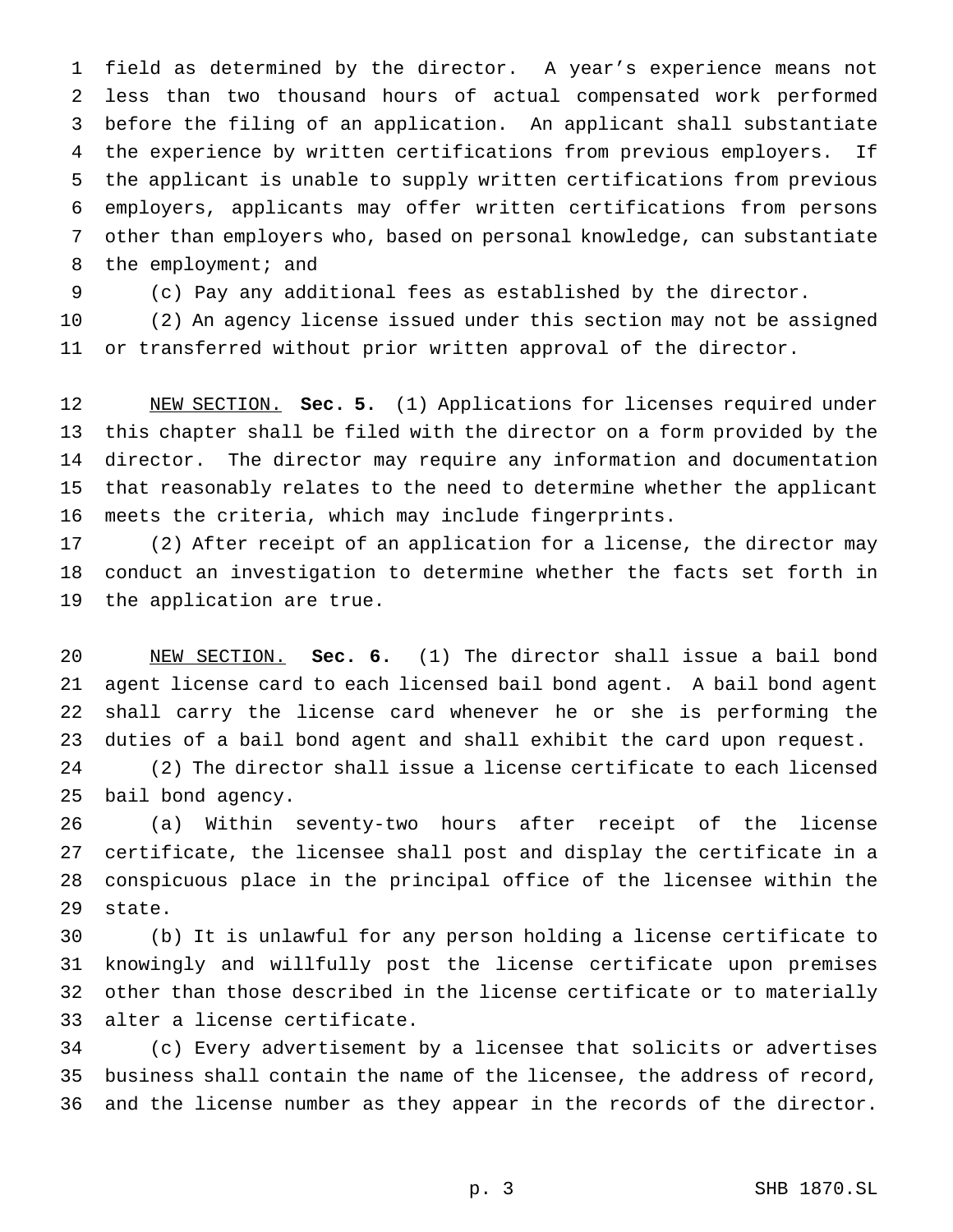field as determined by the director. A year's experience means not less than two thousand hours of actual compensated work performed before the filing of an application. An applicant shall substantiate the experience by written certifications from previous employers. If the applicant is unable to supply written certifications from previous employers, applicants may offer written certifications from persons other than employers who, based on personal knowledge, can substantiate the employment; and

(c) Pay any additional fees as established by the director.

(2) An agency license issued under this section may not be assigned or transferred without prior written approval of the director.

NEW SECTION. **Sec. 5.** (1) Applications for licenses required under this chapter shall be filed with the director on a form provided by the director. The director may require any information and documentation that reasonably relates to the need to determine whether the applicant meets the criteria, which may include fingerprints.

(2) After receipt of an application for a license, the director may conduct an investigation to determine whether the facts set forth in the application are true.

NEW SECTION. **Sec. 6.** (1) The director shall issue a bail bond agent license card to each licensed bail bond agent. A bail bond agent shall carry the license card whenever he or she is performing the duties of a bail bond agent and shall exhibit the card upon request.

(2) The director shall issue a license certificate to each licensed bail bond agency.

(a) Within seventy-two hours after receipt of the license certificate, the licensee shall post and display the certificate in a conspicuous place in the principal office of the licensee within the state.

(b) It is unlawful for any person holding a license certificate to knowingly and willfully post the license certificate upon premises other than those described in the license certificate or to materially alter a license certificate.

(c) Every advertisement by a licensee that solicits or advertises business shall contain the name of the licensee, the address of record, and the license number as they appear in the records of the director.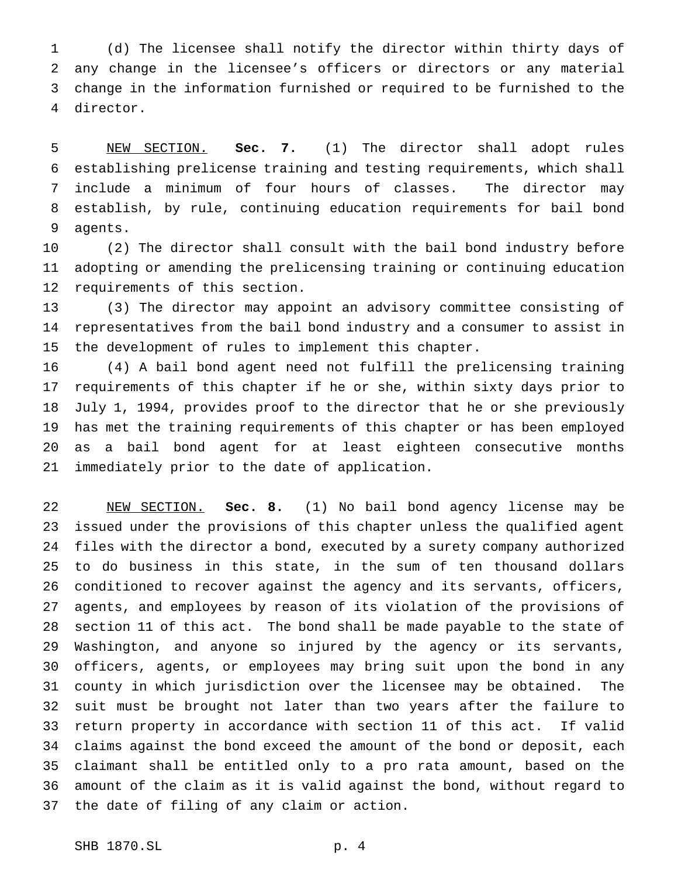(d) The licensee shall notify the director within thirty days of any change in the licensee's officers or directors or any material change in the information furnished or required to be furnished to the director.

NEW SECTION. **Sec. 7.** (1) The director shall adopt rules establishing prelicense training and testing requirements, which shall include a minimum of four hours of classes. The director may establish, by rule, continuing education requirements for bail bond agents.

(2) The director shall consult with the bail bond industry before adopting or amending the prelicensing training or continuing education requirements of this section.

(3) The director may appoint an advisory committee consisting of representatives from the bail bond industry and a consumer to assist in the development of rules to implement this chapter.

(4) A bail bond agent need not fulfill the prelicensing training requirements of this chapter if he or she, within sixty days prior to July 1, 1994, provides proof to the director that he or she previously has met the training requirements of this chapter or has been employed as a bail bond agent for at least eighteen consecutive months immediately prior to the date of application.

NEW SECTION. **Sec. 8.** (1) No bail bond agency license may be issued under the provisions of this chapter unless the qualified agent files with the director a bond, executed by a surety company authorized to do business in this state, in the sum of ten thousand dollars conditioned to recover against the agency and its servants, officers, agents, and employees by reason of its violation of the provisions of section 11 of this act. The bond shall be made payable to the state of Washington, and anyone so injured by the agency or its servants, officers, agents, or employees may bring suit upon the bond in any county in which jurisdiction over the licensee may be obtained. The suit must be brought not later than two years after the failure to return property in accordance with section 11 of this act. If valid claims against the bond exceed the amount of the bond or deposit, each claimant shall be entitled only to a pro rata amount, based on the amount of the claim as it is valid against the bond, without regard to the date of filing of any claim or action.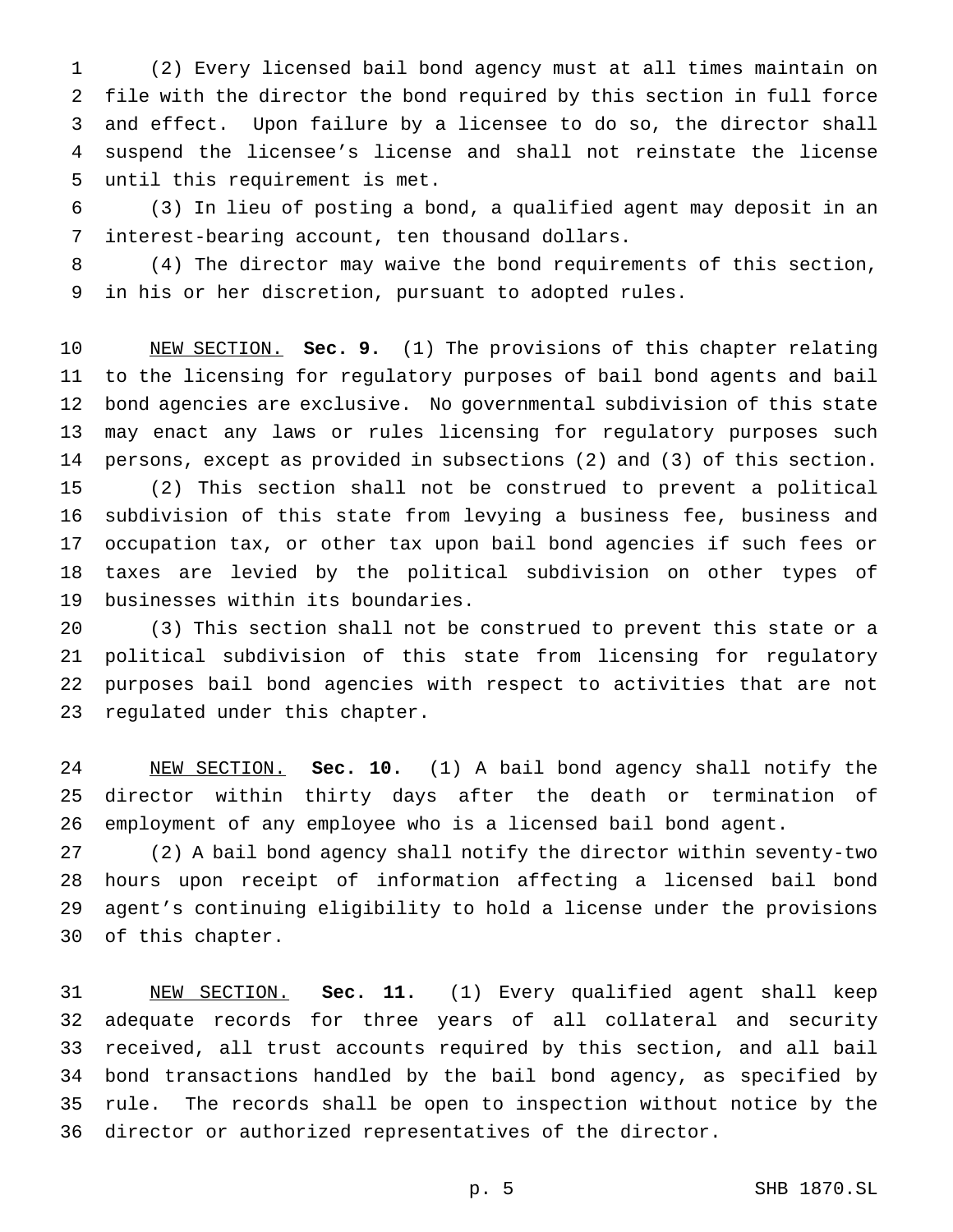(2) Every licensed bail bond agency must at all times maintain on file with the director the bond required by this section in full force and effect. Upon failure by a licensee to do so, the director shall suspend the licensee's license and shall not reinstate the license until this requirement is met.

(3) In lieu of posting a bond, a qualified agent may deposit in an interest-bearing account, ten thousand dollars.

(4) The director may waive the bond requirements of this section, in his or her discretion, pursuant to adopted rules.

NEW SECTION. **Sec. 9.** (1) The provisions of this chapter relating to the licensing for regulatory purposes of bail bond agents and bail bond agencies are exclusive. No governmental subdivision of this state may enact any laws or rules licensing for regulatory purposes such persons, except as provided in subsections (2) and (3) of this section.

(2) This section shall not be construed to prevent a political subdivision of this state from levying a business fee, business and occupation tax, or other tax upon bail bond agencies if such fees or taxes are levied by the political subdivision on other types of businesses within its boundaries.

(3) This section shall not be construed to prevent this state or a political subdivision of this state from licensing for regulatory purposes bail bond agencies with respect to activities that are not regulated under this chapter.

NEW SECTION. **Sec. 10.** (1) A bail bond agency shall notify the director within thirty days after the death or termination of employment of any employee who is a licensed bail bond agent.

(2) A bail bond agency shall notify the director within seventy-two hours upon receipt of information affecting a licensed bail bond agent's continuing eligibility to hold a license under the provisions of this chapter.

NEW SECTION. **Sec. 11.** (1) Every qualified agent shall keep adequate records for three years of all collateral and security received, all trust accounts required by this section, and all bail bond transactions handled by the bail bond agency, as specified by rule. The records shall be open to inspection without notice by the director or authorized representatives of the director.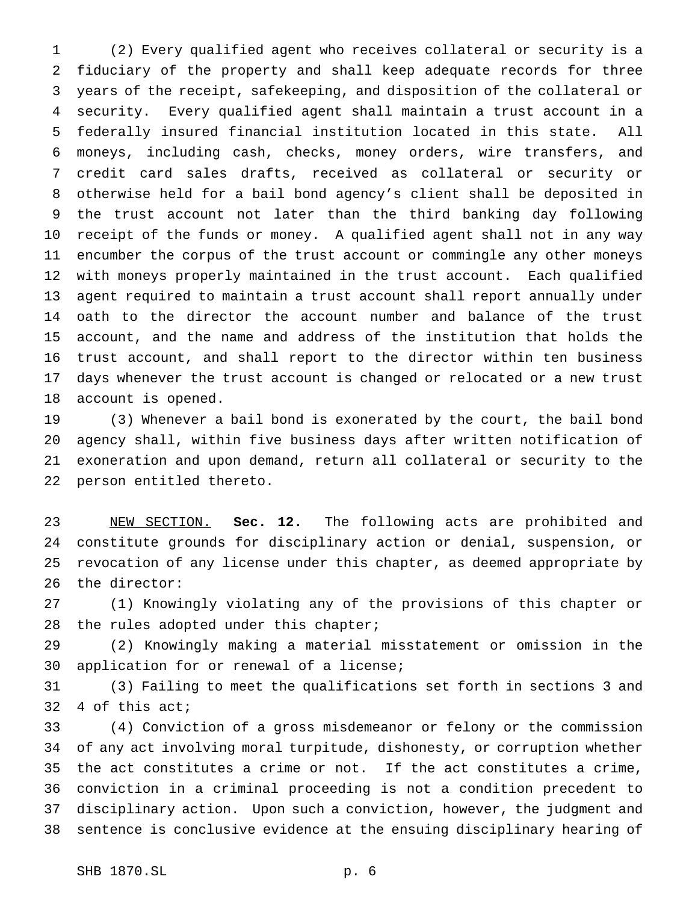(2) Every qualified agent who receives collateral or security is a fiduciary of the property and shall keep adequate records for three years of the receipt, safekeeping, and disposition of the collateral or security. Every qualified agent shall maintain a trust account in a federally insured financial institution located in this state. All moneys, including cash, checks, money orders, wire transfers, and credit card sales drafts, received as collateral or security or otherwise held for a bail bond agency's client shall be deposited in the trust account not later than the third banking day following receipt of the funds or money. A qualified agent shall not in any way encumber the corpus of the trust account or commingle any other moneys with moneys properly maintained in the trust account. Each qualified agent required to maintain a trust account shall report annually under oath to the director the account number and balance of the trust account, and the name and address of the institution that holds the trust account, and shall report to the director within ten business days whenever the trust account is changed or relocated or a new trust account is opened.

(3) Whenever a bail bond is exonerated by the court, the bail bond agency shall, within five business days after written notification of exoneration and upon demand, return all collateral or security to the person entitled thereto.

NEW SECTION. **Sec. 12.** The following acts are prohibited and constitute grounds for disciplinary action or denial, suspension, or revocation of any license under this chapter, as deemed appropriate by the director:

(1) Knowingly violating any of the provisions of this chapter or the rules adopted under this chapter;

(2) Knowingly making a material misstatement or omission in the application for or renewal of a license;

(3) Failing to meet the qualifications set forth in sections 3 and 4 of this act;

(4) Conviction of a gross misdemeanor or felony or the commission of any act involving moral turpitude, dishonesty, or corruption whether the act constitutes a crime or not. If the act constitutes a crime, conviction in a criminal proceeding is not a condition precedent to disciplinary action. Upon such a conviction, however, the judgment and sentence is conclusive evidence at the ensuing disciplinary hearing of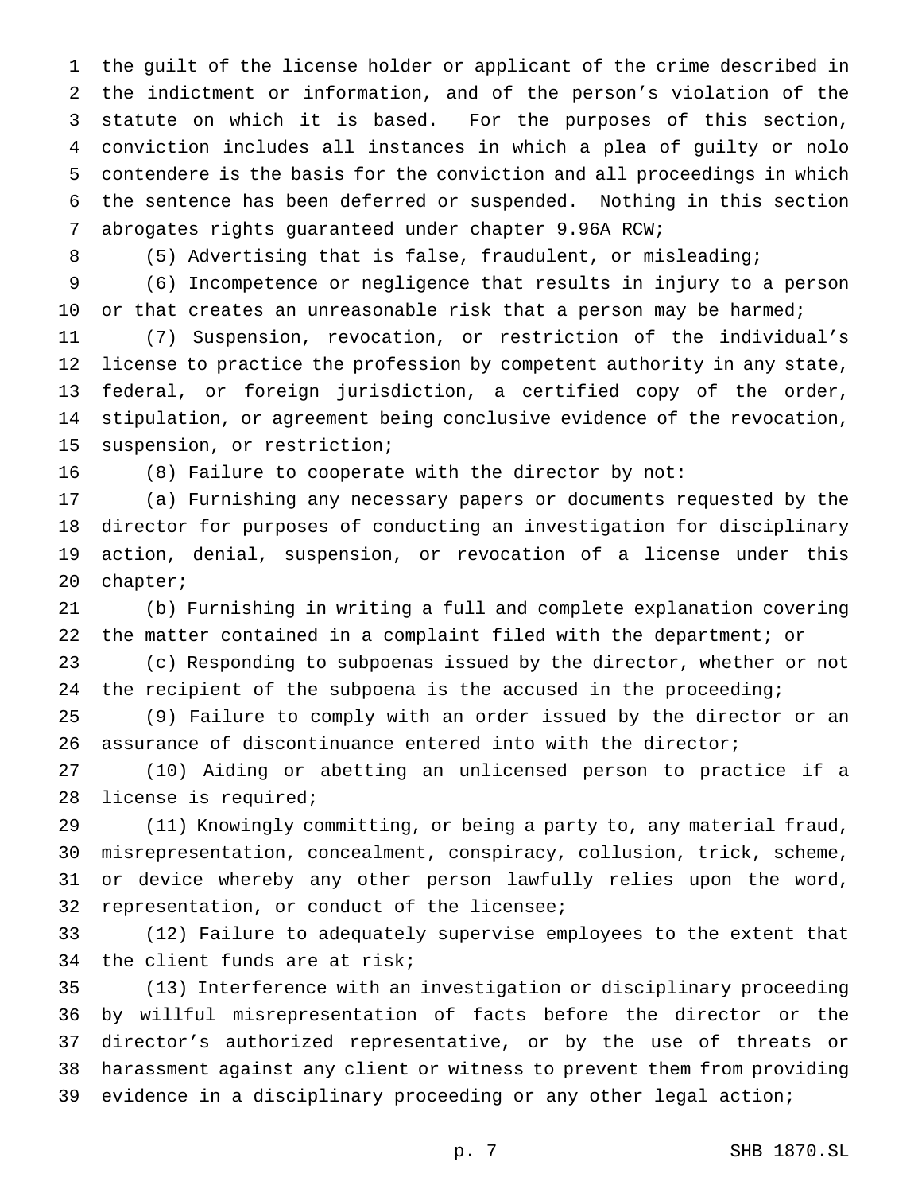the guilt of the license holder or applicant of the crime described in the indictment or information, and of the person's violation of the statute on which it is based. For the purposes of this section, conviction includes all instances in which a plea of guilty or nolo contendere is the basis for the conviction and all proceedings in which the sentence has been deferred or suspended. Nothing in this section abrogates rights guaranteed under chapter 9.96A RCW;

(5) Advertising that is false, fraudulent, or misleading;

(6) Incompetence or negligence that results in injury to a person or that creates an unreasonable risk that a person may be harmed;

(7) Suspension, revocation, or restriction of the individual's license to practice the profession by competent authority in any state, federal, or foreign jurisdiction, a certified copy of the order, stipulation, or agreement being conclusive evidence of the revocation, suspension, or restriction;

(8) Failure to cooperate with the director by not:

(a) Furnishing any necessary papers or documents requested by the director for purposes of conducting an investigation for disciplinary action, denial, suspension, or revocation of a license under this chapter;

(b) Furnishing in writing a full and complete explanation covering the matter contained in a complaint filed with the department; or

(c) Responding to subpoenas issued by the director, whether or not the recipient of the subpoena is the accused in the proceeding;

(9) Failure to comply with an order issued by the director or an assurance of discontinuance entered into with the director;

(10) Aiding or abetting an unlicensed person to practice if a license is required;

(11) Knowingly committing, or being a party to, any material fraud, misrepresentation, concealment, conspiracy, collusion, trick, scheme, or device whereby any other person lawfully relies upon the word, representation, or conduct of the licensee;

(12) Failure to adequately supervise employees to the extent that the client funds are at risk;

(13) Interference with an investigation or disciplinary proceeding by willful misrepresentation of facts before the director or the director's authorized representative, or by the use of threats or harassment against any client or witness to prevent them from providing evidence in a disciplinary proceeding or any other legal action;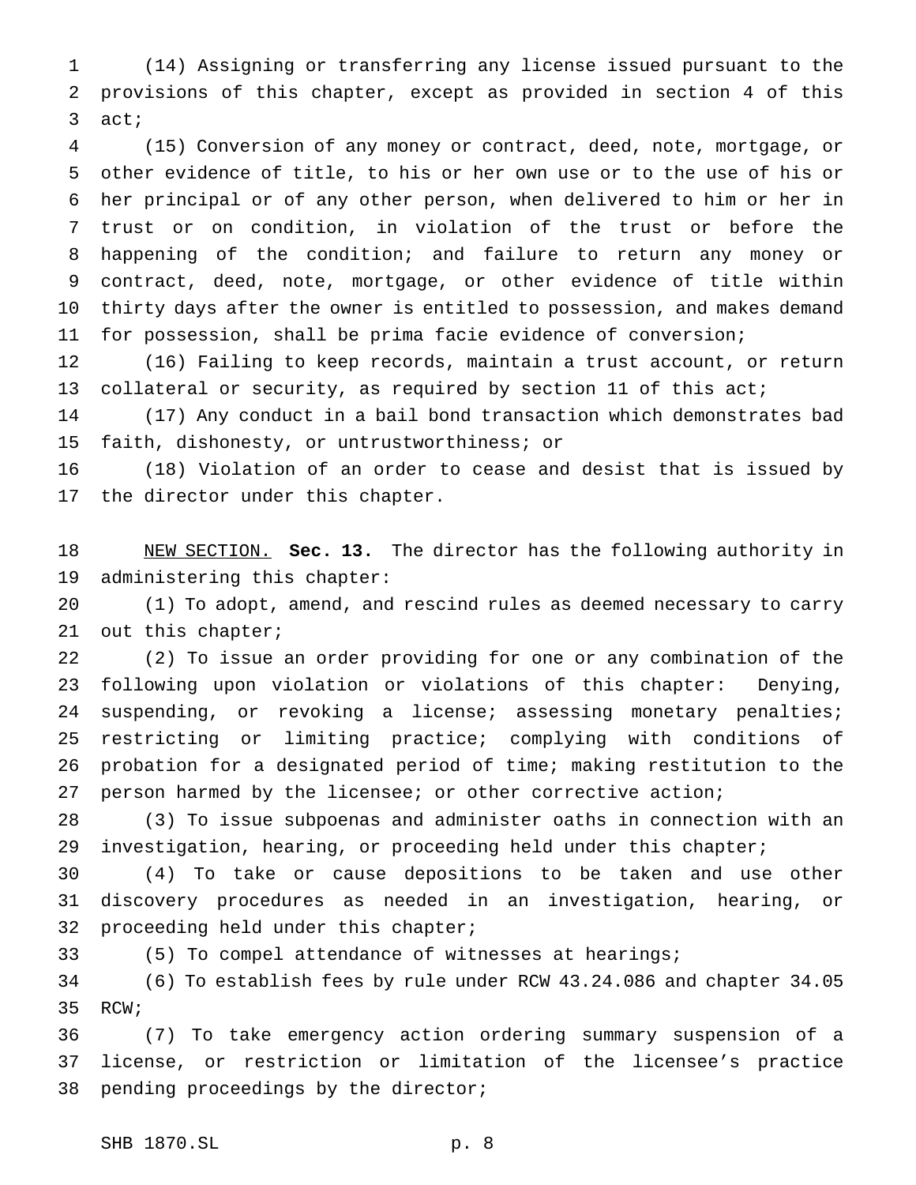(14) Assigning or transferring any license issued pursuant to the provisions of this chapter, except as provided in section 4 of this act;

(15) Conversion of any money or contract, deed, note, mortgage, or other evidence of title, to his or her own use or to the use of his or her principal or of any other person, when delivered to him or her in trust or on condition, in violation of the trust or before the happening of the condition; and failure to return any money or contract, deed, note, mortgage, or other evidence of title within thirty days after the owner is entitled to possession, and makes demand for possession, shall be prima facie evidence of conversion;

(16) Failing to keep records, maintain a trust account, or return collateral or security, as required by section 11 of this act;

(17) Any conduct in a bail bond transaction which demonstrates bad faith, dishonesty, or untrustworthiness; or

(18) Violation of an order to cease and desist that is issued by the director under this chapter.

NEW SECTION. **Sec. 13.** The director has the following authority in administering this chapter:

(1) To adopt, amend, and rescind rules as deemed necessary to carry out this chapter;

(2) To issue an order providing for one or any combination of the following upon violation or violations of this chapter: Denying, suspending, or revoking a license; assessing monetary penalties; restricting or limiting practice; complying with conditions of probation for a designated period of time; making restitution to the person harmed by the licensee; or other corrective action;

(3) To issue subpoenas and administer oaths in connection with an investigation, hearing, or proceeding held under this chapter;

(4) To take or cause depositions to be taken and use other discovery procedures as needed in an investigation, hearing, or proceeding held under this chapter;

(5) To compel attendance of witnesses at hearings;

(6) To establish fees by rule under RCW 43.24.086 and chapter 34.05 RCW;

(7) To take emergency action ordering summary suspension of a license, or restriction or limitation of the licensee's practice pending proceedings by the director;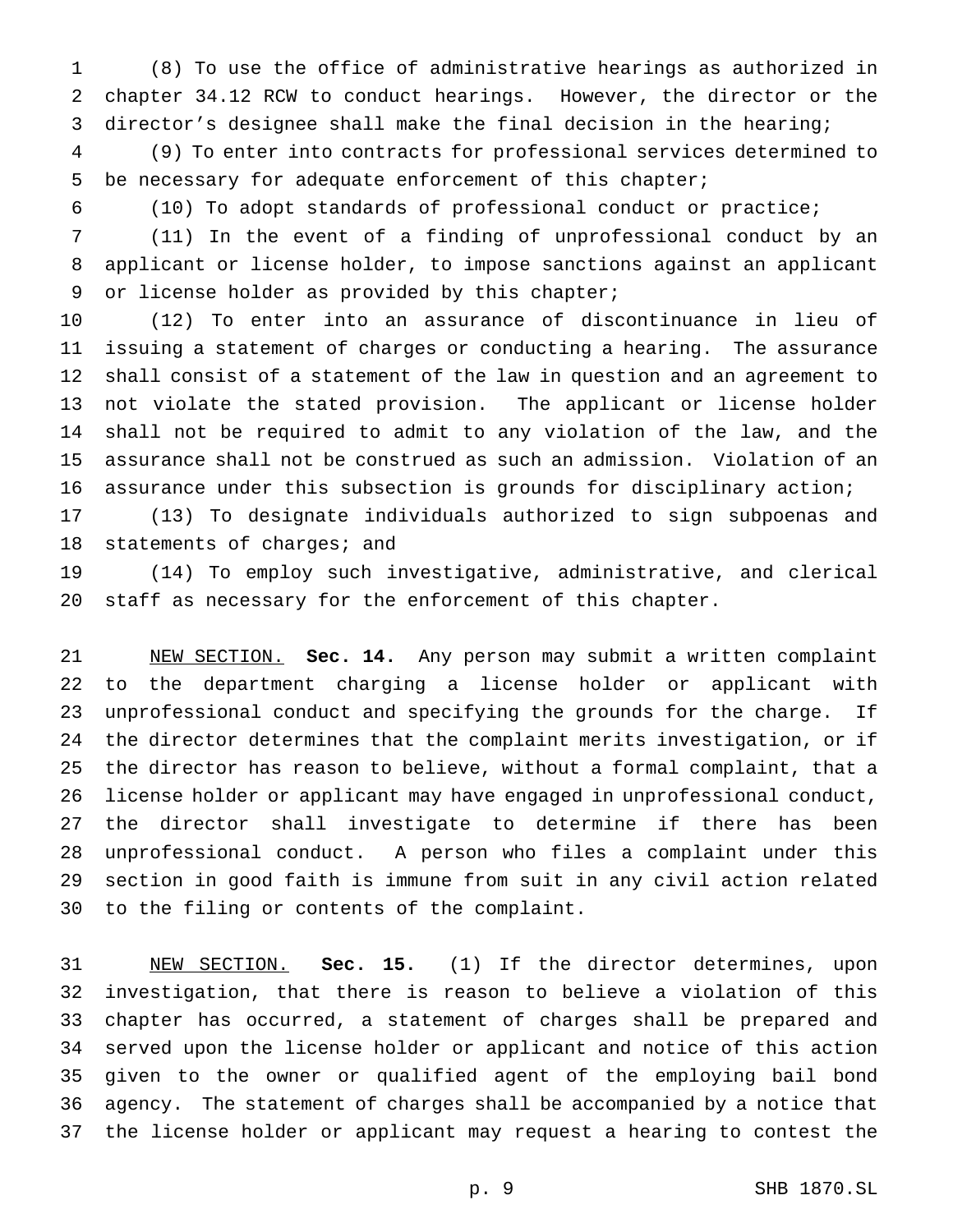(8) To use the office of administrative hearings as authorized in chapter 34.12 RCW to conduct hearings. However, the director or the director's designee shall make the final decision in the hearing;

(9) To enter into contracts for professional services determined to be necessary for adequate enforcement of this chapter;

(10) To adopt standards of professional conduct or practice;

(11) In the event of a finding of unprofessional conduct by an applicant or license holder, to impose sanctions against an applicant or license holder as provided by this chapter;

(12) To enter into an assurance of discontinuance in lieu of issuing a statement of charges or conducting a hearing. The assurance shall consist of a statement of the law in question and an agreement to not violate the stated provision. The applicant or license holder shall not be required to admit to any violation of the law, and the assurance shall not be construed as such an admission. Violation of an assurance under this subsection is grounds for disciplinary action;

(13) To designate individuals authorized to sign subpoenas and statements of charges; and

(14) To employ such investigative, administrative, and clerical staff as necessary for the enforcement of this chapter.

NEW SECTION. **Sec. 14.** Any person may submit a written complaint to the department charging a license holder or applicant with unprofessional conduct and specifying the grounds for the charge. If the director determines that the complaint merits investigation, or if the director has reason to believe, without a formal complaint, that a license holder or applicant may have engaged in unprofessional conduct, the director shall investigate to determine if there has been unprofessional conduct. A person who files a complaint under this section in good faith is immune from suit in any civil action related to the filing or contents of the complaint.

NEW SECTION. **Sec. 15.** (1) If the director determines, upon investigation, that there is reason to believe a violation of this chapter has occurred, a statement of charges shall be prepared and served upon the license holder or applicant and notice of this action given to the owner or qualified agent of the employing bail bond agency. The statement of charges shall be accompanied by a notice that the license holder or applicant may request a hearing to contest the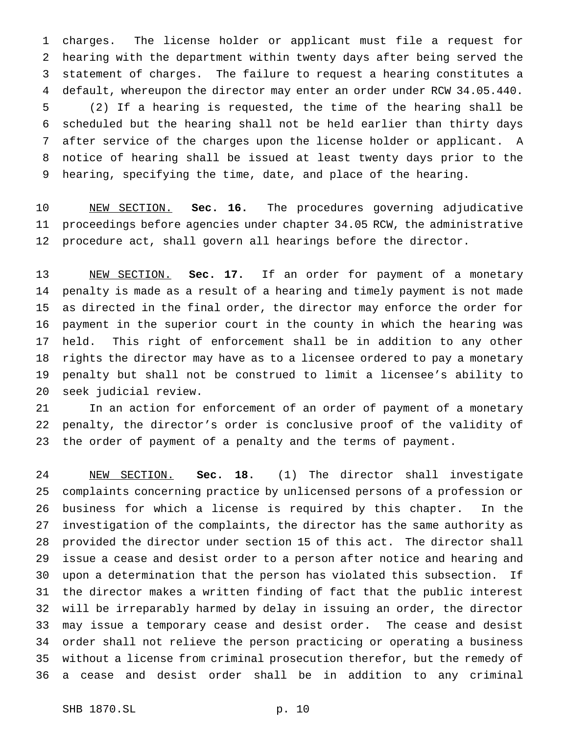charges. The license holder or applicant must file a request for hearing with the department within twenty days after being served the statement of charges. The failure to request a hearing constitutes a default, whereupon the director may enter an order under RCW 34.05.440.

(2) If a hearing is requested, the time of the hearing shall be scheduled but the hearing shall not be held earlier than thirty days after service of the charges upon the license holder or applicant. A notice of hearing shall be issued at least twenty days prior to the hearing, specifying the time, date, and place of the hearing.

NEW SECTION. **Sec. 16.** The procedures governing adjudicative proceedings before agencies under chapter 34.05 RCW, the administrative procedure act, shall govern all hearings before the director.

NEW SECTION. **Sec. 17.** If an order for payment of a monetary penalty is made as a result of a hearing and timely payment is not made as directed in the final order, the director may enforce the order for payment in the superior court in the county in which the hearing was held. This right of enforcement shall be in addition to any other rights the director may have as to a licensee ordered to pay a monetary penalty but shall not be construed to limit a licensee's ability to seek judicial review.

In an action for enforcement of an order of payment of a monetary penalty, the director's order is conclusive proof of the validity of the order of payment of a penalty and the terms of payment.

NEW SECTION. **Sec. 18.** (1) The director shall investigate complaints concerning practice by unlicensed persons of a profession or business for which a license is required by this chapter. In the investigation of the complaints, the director has the same authority as provided the director under section 15 of this act. The director shall issue a cease and desist order to a person after notice and hearing and upon a determination that the person has violated this subsection. If the director makes a written finding of fact that the public interest will be irreparably harmed by delay in issuing an order, the director may issue a temporary cease and desist order. The cease and desist order shall not relieve the person practicing or operating a business without a license from criminal prosecution therefor, but the remedy of a cease and desist order shall be in addition to any criminal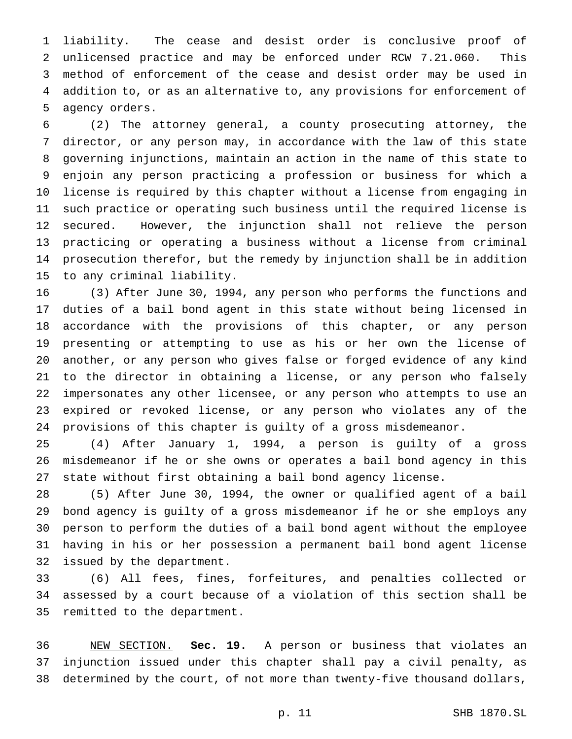liability. The cease and desist order is conclusive proof of unlicensed practice and may be enforced under RCW 7.21.060. This method of enforcement of the cease and desist order may be used in addition to, or as an alternative to, any provisions for enforcement of agency orders.

(2) The attorney general, a county prosecuting attorney, the director, or any person may, in accordance with the law of this state governing injunctions, maintain an action in the name of this state to enjoin any person practicing a profession or business for which a license is required by this chapter without a license from engaging in such practice or operating such business until the required license is secured. However, the injunction shall not relieve the person practicing or operating a business without a license from criminal prosecution therefor, but the remedy by injunction shall be in addition to any criminal liability.

(3) After June 30, 1994, any person who performs the functions and duties of a bail bond agent in this state without being licensed in accordance with the provisions of this chapter, or any person presenting or attempting to use as his or her own the license of another, or any person who gives false or forged evidence of any kind to the director in obtaining a license, or any person who falsely impersonates any other licensee, or any person who attempts to use an expired or revoked license, or any person who violates any of the provisions of this chapter is guilty of a gross misdemeanor.

(4) After January 1, 1994, a person is guilty of a gross misdemeanor if he or she owns or operates a bail bond agency in this state without first obtaining a bail bond agency license.

(5) After June 30, 1994, the owner or qualified agent of a bail bond agency is guilty of a gross misdemeanor if he or she employs any person to perform the duties of a bail bond agent without the employee having in his or her possession a permanent bail bond agent license issued by the department.

(6) All fees, fines, forfeitures, and penalties collected or assessed by a court because of a violation of this section shall be remitted to the department.

NEW SECTION. **Sec. 19.** A person or business that violates an injunction issued under this chapter shall pay a civil penalty, as determined by the court, of not more than twenty-five thousand dollars,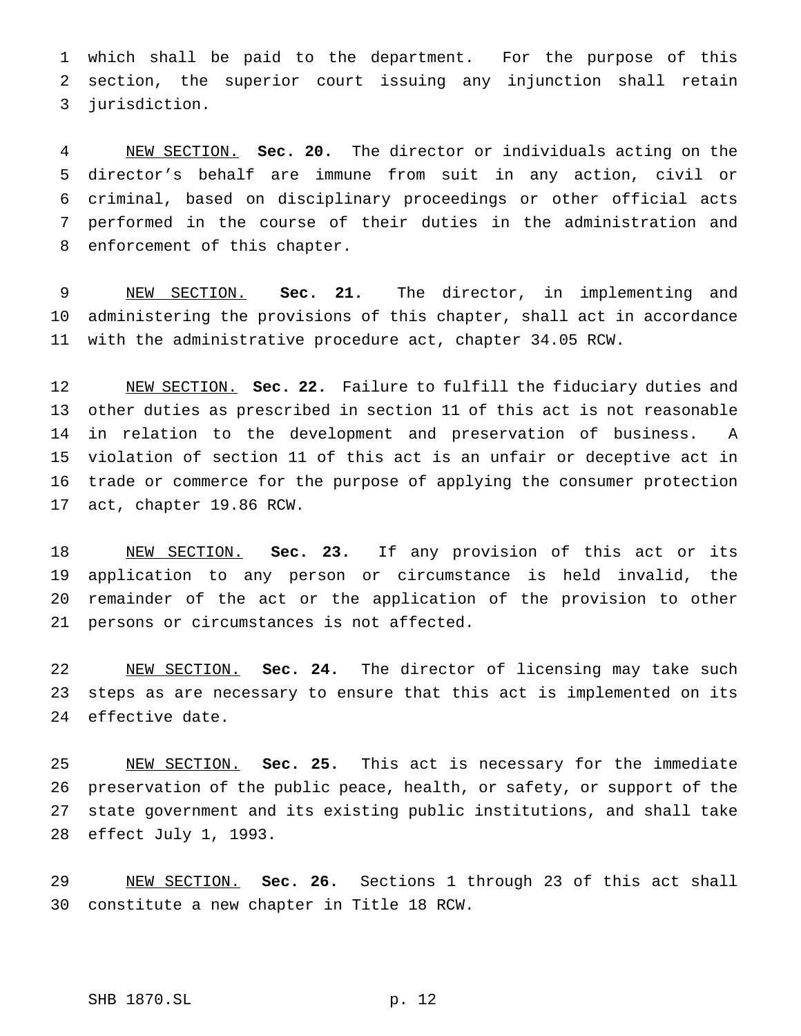which shall be paid to the department. For the purpose of this section, the superior court issuing any injunction shall retain jurisdiction.

NEW SECTION. **Sec. 20.** The director or individuals acting on the director's behalf are immune from suit in any action, civil or criminal, based on disciplinary proceedings or other official acts performed in the course of their duties in the administration and enforcement of this chapter.

NEW SECTION. **Sec. 21.** The director, in implementing and administering the provisions of this chapter, shall act in accordance with the administrative procedure act, chapter 34.05 RCW.

NEW SECTION. **Sec. 22.** Failure to fulfill the fiduciary duties and other duties as prescribed in section 11 of this act is not reasonable in relation to the development and preservation of business. A violation of section 11 of this act is an unfair or deceptive act in trade or commerce for the purpose of applying the consumer protection act, chapter 19.86 RCW.

NEW SECTION. **Sec. 23.** If any provision of this act or its application to any person or circumstance is held invalid, the remainder of the act or the application of the provision to other persons or circumstances is not affected.

NEW SECTION. **Sec. 24.** The director of licensing may take such steps as are necessary to ensure that this act is implemented on its effective date.

NEW SECTION. **Sec. 25.** This act is necessary for the immediate preservation of the public peace, health, or safety, or support of the state government and its existing public institutions, and shall take effect July 1, 1993.

NEW SECTION. **Sec. 26.** Sections 1 through 23 of this act shall constitute a new chapter in Title 18 RCW.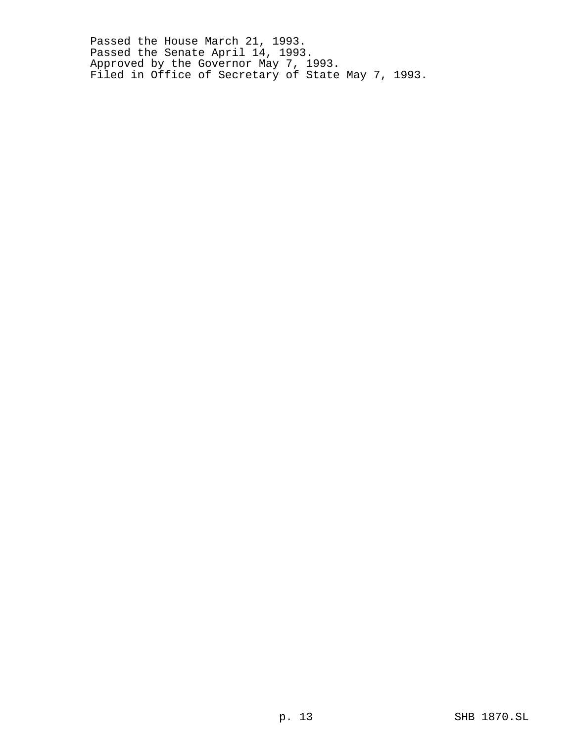Passed the House March 21, 1993.
Passed the Senate April 14, 1993.
Approved by the Governor May 7, 1993.
Filed in Office of Secretary of State May 7, 1993.